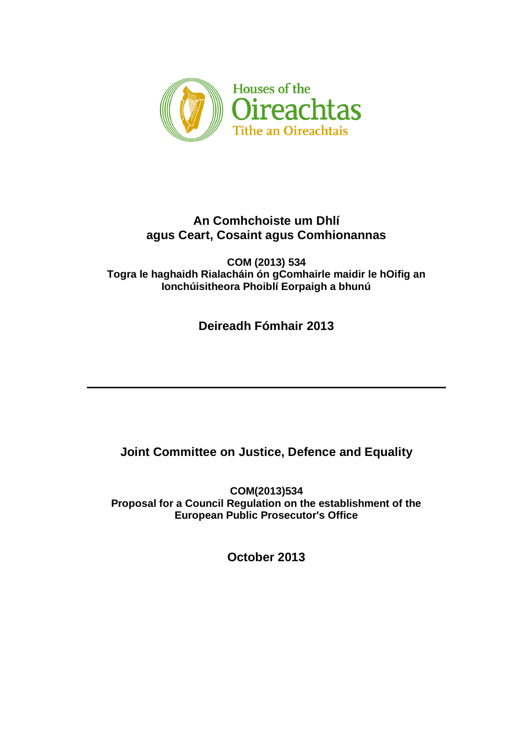Houses of the
Oireachtas
Tithe an Oireachtais

## An Comhchoiste um Dhlí agus Ceart, Cosaint agus Comhionannas

**COM (2013) 534**
**Togra le haghaidh Rialacháin ón gComhairle maidir le hOifig an Ionchúisitheora Phoiblí Eorpaigh a bhunú**

**Deireadh Fómhair 2013**

---

## Joint Committee on Justice, Defence and Equality

**COM(2013)534**
**Proposal for a Council Regulation on the establishment of the European Public Prosecutor's Office**

**October 2013**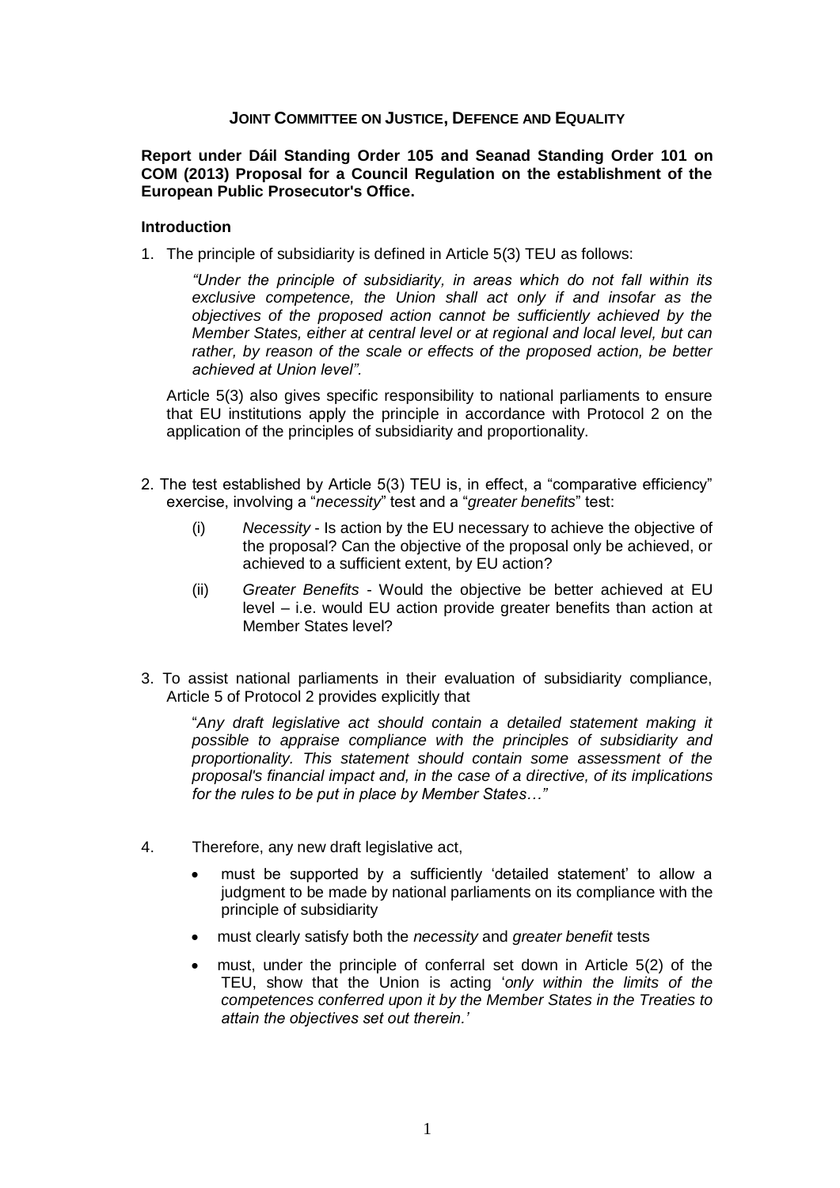**Joint Committee on Justice, Defence and Equality**

**Report under Dáil Standing Order 105 and Seanad Standing Order 101 on COM (2013) Proposal for a Council Regulation on the establishment of the European Public Prosecutor's Office.**

**Introduction**

1. The principle of subsidiarity is defined in Article 5(3) TEU as follows:

   *"Under the principle of subsidiarity, in areas which do not fall within its exclusive competence, the Union shall act only if and insofar as the objectives of the proposed action cannot be sufficiently achieved by the Member States, either at central level or at regional and local level, but can rather, by reason of the scale or effects of the proposed action, be better achieved at Union level".*

   Article 5(3) also gives specific responsibility to national parliaments to ensure that EU institutions apply the principle in accordance with Protocol 2 on the application of the principles of subsidiarity and proportionality.

2. The test established by Article 5(3) TEU is, in effect, a "comparative efficiency" exercise, involving a "*necessity*" test and a "*greater benefits*" test:

   (i) *Necessity* - Is action by the EU necessary to achieve the objective of the proposal? Can the objective of the proposal only be achieved, or achieved to a sufficient extent, by EU action?

   (ii) *Greater Benefits* - Would the objective be better achieved at EU level – i.e. would EU action provide greater benefits than action at Member States level?

3. To assist national parliaments in their evaluation of subsidiarity compliance, Article 5 of Protocol 2 provides explicitly that

   "*Any draft legislative act should contain a detailed statement making it possible to appraise compliance with the principles of subsidiarity and proportionality. This statement should contain some assessment of the proposal's financial impact and, in the case of a directive, of its implications for the rules to be put in place by Member States…"*

4. Therefore, any new draft legislative act,

   - must be supported by a sufficiently 'detailed statement' to allow a judgment to be made by national parliaments on its compliance with the principle of subsidiarity
   - must clearly satisfy both the *necessity* and *greater benefit* tests
   - must, under the principle of conferral set down in Article 5(2) of the TEU, show that the Union is acting '*only within the limits of the competences conferred upon it by the Member States in the Treaties to attain the objectives set out therein.'*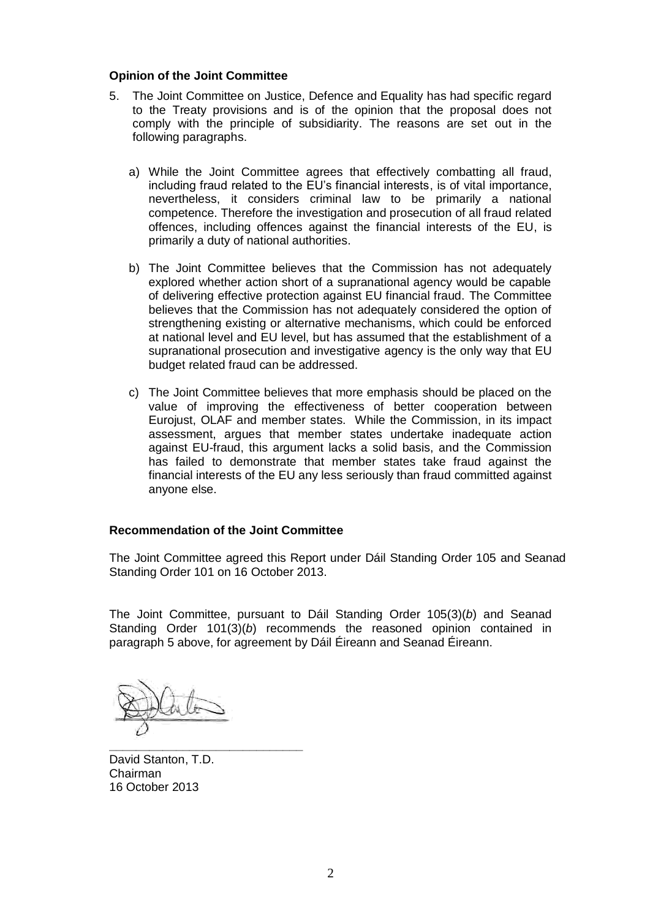**Opinion of the Joint Committee**

5. The Joint Committee on Justice, Defence and Equality has had specific regard to the Treaty provisions and is of the opinion that the proposal does not comply with the principle of subsidiarity. The reasons are set out in the following paragraphs.

   a) While the Joint Committee agrees that effectively combatting all fraud, including fraud related to the EU's financial interests, is of vital importance, nevertheless, it considers criminal law to be primarily a national competence. Therefore the investigation and prosecution of all fraud related offences, including offences against the financial interests of the EU, is primarily a duty of national authorities.

   b) The Joint Committee believes that the Commission has not adequately explored whether action short of a supranational agency would be capable of delivering effective protection against EU financial fraud. The Committee believes that the Commission has not adequately considered the option of strengthening existing or alternative mechanisms, which could be enforced at national level and EU level, but has assumed that the establishment of a supranational prosecution and investigative agency is the only way that EU budget related fraud can be addressed.

   c) The Joint Committee believes that more emphasis should be placed on the value of improving the effectiveness of better cooperation between Eurojust, OLAF and member states. While the Commission, in its impact assessment, argues that member states undertake inadequate action against EU-fraud, this argument lacks a solid basis, and the Commission has failed to demonstrate that member states take fraud against the financial interests of the EU any less seriously than fraud committed against anyone else.

**Recommendation of the Joint Committee**

The Joint Committee agreed this Report under Dáil Standing Order 105 and Seanad Standing Order 101 on 16 October 2013.

The Joint Committee, pursuant to Dáil Standing Order 105(3)(*b*) and Seanad Standing Order 101(3)(*b*) recommends the reasoned opinion contained in paragraph 5 above, for agreement by Dáil Éireann and Seanad Éireann.

David Stanton, T.D.
Chairman
16 October 2013